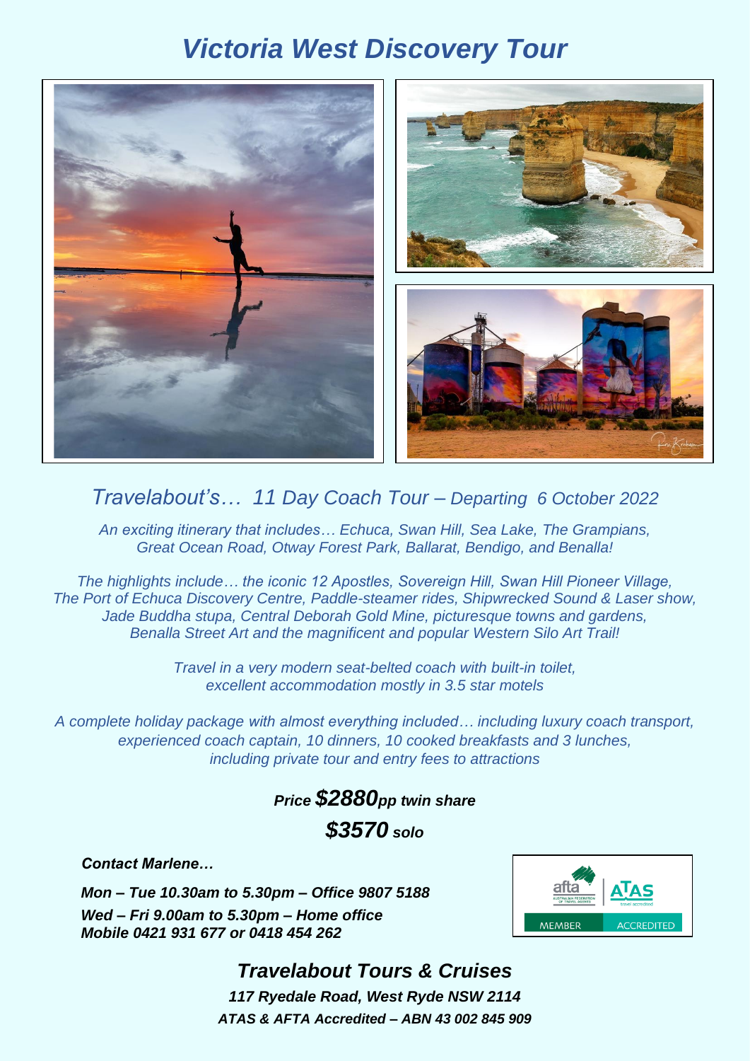# *Victoria West Discovery Tour*

*Travelabout's… 11 Day Coach Tour – Departing 6 October 2022*

*An exciting itinerary that includes… Echuca, Swan Hill, Sea Lake, The Grampians, Great Ocean Road, Otway Forest Park, Ballarat, Bendigo, and Benalla!*

*The highlights include… the iconic 12 Apostles, Sovereign Hill, Swan Hill Pioneer Village, The Port of Echuca Discovery Centre, Paddle-steamer rides, Shipwrecked Sound & Laser show, Jade Buddha stupa, Central Deborah Gold Mine, picturesque towns and gardens, Benalla Street Art and the magnificent and popular Western Silo Art Trail!*

*Travel in a very modern seat-belted coach with built-in toilet, excellent accommodation mostly in 3.5 star motels*

*A complete holiday package with almost everything included… including luxury coach transport, experienced coach captain, 10 dinners, 10 cooked breakfasts and 3 lunches, including private tour and entry fees to attractions*

***Price $2880pp twin share***

***$3570 solo***

***Contact Marlene…***

***Mon – Tue 10.30am to 5.30pm – Office 9807 5188***
***Wed – Fri 9.00am to 5.30pm – Home office***
***Mobile 0421 931 677 or 0418 454 262***

afta AUSTRALIAN FEDERATION OF TRAVEL AGENTS MEMBER | ATAS travel accredited ACCREDITED

## *Travelabout Tours & Cruises*

***117 Ryedale Road, West Ryde NSW 2114***
***ATAS & AFTA Accredited – ABN 43 002 845 909***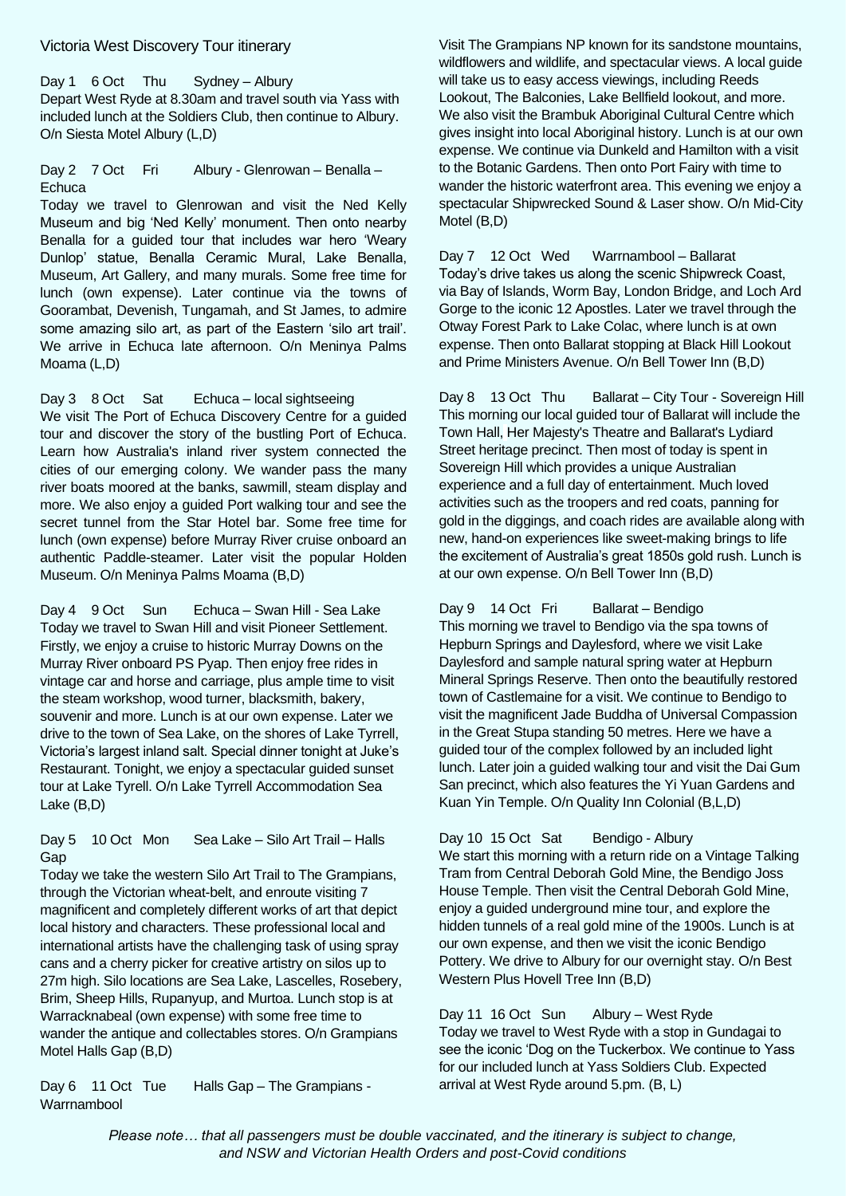# Victoria West Discovery Tour itinerary

**Day 1 6 Oct Thu Sydney – Albury**

Depart West Ryde at 8.30am and travel south via Yass with included lunch at the Soldiers Club, then continue to Albury. O/n Siesta Motel Albury (L,D)

**Day 2 7 Oct Fri Albury - Glenrowan – Benalla – Echuca**

Today we travel to Glenrowan and visit the Ned Kelly Museum and big 'Ned Kelly' monument. Then onto nearby Benalla for a guided tour that includes war hero 'Weary Dunlop' statue, Benalla Ceramic Mural, Lake Benalla, Museum, Art Gallery, and many murals. Some free time for lunch (own expense). Later continue via the towns of Goorambat, Devenish, Tungamah, and St James, to admire some amazing silo art, as part of the Eastern 'silo art trail'. We arrive in Echuca late afternoon. O/n Meninya Palms Moama (L,D)

**Day 3 8 Oct Sat Echuca – local sightseeing**

We visit The Port of Echuca Discovery Centre for a guided tour and discover the story of the bustling Port of Echuca. Learn how Australia's inland river system connected the cities of our emerging colony. We wander pass the many river boats moored at the banks, sawmill, steam display and more. We also enjoy a guided Port walking tour and see the secret tunnel from the Star Hotel bar. Some free time for lunch (own expense) before Murray River cruise onboard an authentic Paddle-steamer. Later visit the popular Holden Museum. O/n Meninya Palms Moama (B,D)

**Day 4 9 Oct Sun Echuca – Swan Hill - Sea Lake**

Today we travel to Swan Hill and visit Pioneer Settlement. Firstly, we enjoy a cruise to historic Murray Downs on the Murray River onboard PS Pyap. Then enjoy free rides in vintage car and horse and carriage, plus ample time to visit the steam workshop, wood turner, blacksmith, bakery, souvenir and more. Lunch is at our own expense. Later we drive to the town of Sea Lake, on the shores of Lake Tyrrell, Victoria's largest inland salt. Special dinner tonight at Juke's Restaurant. Tonight, we enjoy a spectacular guided sunset tour at Lake Tyrell. O/n Lake Tyrrell Accommodation Sea Lake (B,D)

**Day 5 10 Oct Mon Sea Lake – Silo Art Trail – Halls Gap**

Today we take the western Silo Art Trail to The Grampians, through the Victorian wheat-belt, and enroute visiting 7 magnificent and completely different works of art that depict local history and characters. These professional local and international artists have the challenging task of using spray cans and a cherry picker for creative artistry on silos up to 27m high. Silo locations are Sea Lake, Lascelles, Rosebery, Brim, Sheep Hills, Rupanyup, and Murtoa. Lunch stop is at Warracknabeal (own expense) with some free time to wander the antique and collectables stores. O/n Grampians Motel Halls Gap (B,D)

**Day 6 11 Oct Tue Halls Gap – The Grampians - Warrnambool**

Visit The Grampians NP known for its sandstone mountains, wildflowers and wildlife, and spectacular views. A local guide will take us to easy access viewings, including Reeds Lookout, The Balconies, Lake Bellfield lookout, and more. We also visit the Brambuk Aboriginal Cultural Centre which gives insight into local Aboriginal history. Lunch is at our own expense. We continue via Dunkeld and Hamilton with a visit to the Botanic Gardens. Then onto Port Fairy with time to wander the historic waterfront area. This evening we enjoy a spectacular Shipwrecked Sound & Laser show. O/n Mid-City Motel (B,D)

**Day 7 12 Oct Wed Warrnambool – Ballarat**

Today's drive takes us along the scenic Shipwreck Coast, via Bay of Islands, Worm Bay, London Bridge, and Loch Ard Gorge to the iconic 12 Apostles. Later we travel through the Otway Forest Park to Lake Colac, where lunch is at own expense. Then onto Ballarat stopping at Black Hill Lookout and Prime Ministers Avenue. O/n Bell Tower Inn (B,D)

**Day 8 13 Oct Thu Ballarat – City Tour - Sovereign Hill**

This morning our local guided tour of Ballarat will include the Town Hall, Her Majesty's Theatre and Ballarat's Lydiard Street heritage precinct. Then most of today is spent in Sovereign Hill which provides a unique Australian experience and a full day of entertainment. Much loved activities such as the troopers and red coats, panning for gold in the diggings, and coach rides are available along with new, hand-on experiences like sweet-making brings to life the excitement of Australia's great 1850s gold rush. Lunch is at our own expense. O/n Bell Tower Inn (B,D)

**Day 9 14 Oct Fri Ballarat – Bendigo**

This morning we travel to Bendigo via the spa towns of Hepburn Springs and Daylesford, where we visit Lake Daylesford and sample natural spring water at Hepburn Mineral Springs Reserve. Then onto the beautifully restored town of Castlemaine for a visit. We continue to Bendigo to visit the magnificent Jade Buddha of Universal Compassion in the Great Stupa standing 50 metres. Here we have a guided tour of the complex followed by an included light lunch. Later join a guided walking tour and visit the Dai Gum San precinct, which also features the Yi Yuan Gardens and Kuan Yin Temple. O/n Quality Inn Colonial (B,L,D)

**Day 10 15 Oct Sat Bendigo - Albury**

We start this morning with a return ride on a Vintage Talking Tram from Central Deborah Gold Mine, the Bendigo Joss House Temple. Then visit the Central Deborah Gold Mine, enjoy a guided underground mine tour, and explore the hidden tunnels of a real gold mine of the 1900s. Lunch is at our own expense, and then we visit the iconic Bendigo Pottery. We drive to Albury for our overnight stay. O/n Best Western Plus Hovell Tree Inn (B,D)

**Day 11 16 Oct Sun Albury – West Ryde**

Today we travel to West Ryde with a stop in Gundagai to see the iconic 'Dog on the Tuckerbox. We continue to Yass for our included lunch at Yass Soldiers Club. Expected arrival at West Ryde around 5.pm. (B, L)

*Please note… that all passengers must be double vaccinated, and the itinerary is subject to change, and NSW and Victorian Health Orders and post-Covid conditions*